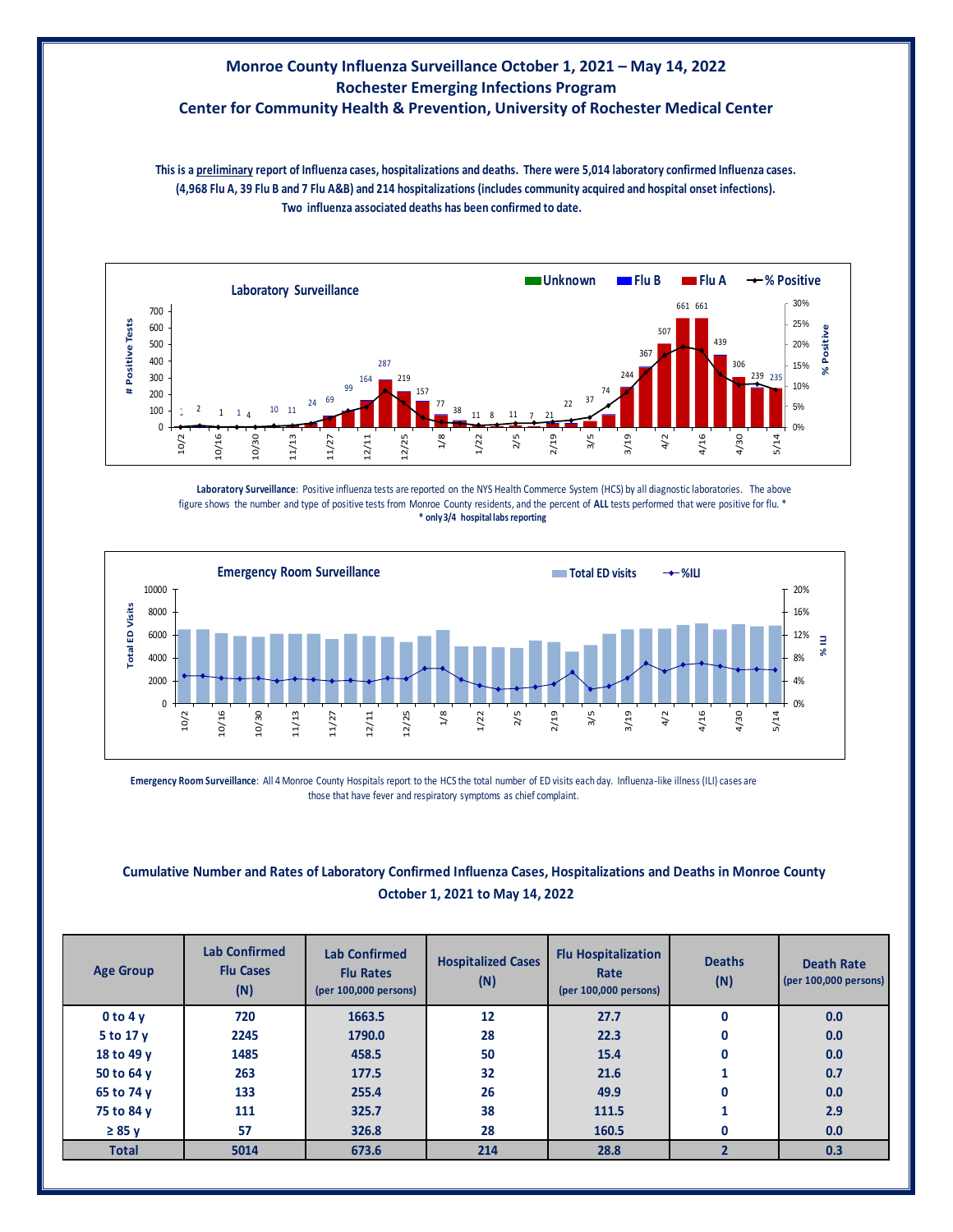# Monroe County Influenza Surveillance October 1, 2021 – May 14, 2022
## Rochester Emerging Infections Program
## Center for Community Health & Prevention, University of Rochester Medical Center

**This is a preliminary report of Influenza cases, hospitalizations and deaths. There were 5,014 laboratory confirmed Influenza cases. (4,968 Flu A, 39 Flu B and 7 Flu A&B) and 214 hospitalizations (includes community acquired and hospital onset infections). Two influenza associated deaths has been confirmed to date.**

**Laboratory Surveillance**: Positive influenza tests are reported on the NYS Health Commerce System (HCS) by all diagnostic laboratories. The above figure shows the number and type of positive tests from Monroe County residents, and the percent of **ALL** tests performed that were positive for flu. *
**\* only 3/4 hospital labs reporting**

**Emergency Room Surveillance**: All 4 Monroe County Hospitals report to the HCS the total number of ED visits each day. Influenza-like illness (ILI) cases are those that have fever and respiratory symptoms as chief complaint.

## Cumulative Number and Rates of Laboratory Confirmed Influenza Cases, Hospitalizations and Deaths in Monroe County October 1, 2021 to May 14, 2022

| Age Group | Lab Confirmed Flu Cases (N) | Lab Confirmed Flu Rates (per 100,000 persons) | Hospitalized Cases (N) | Flu Hospitalization Rate (per 100,000 persons) | Deaths (N) | Death Rate (per 100,000 persons) |
|---|---|---|---|---|---|---|
| 0 to 4 y | 720 | 1663.5 | 12 | 27.7 | 0 | 0.0 |
| 5 to 17 y | 2245 | 1790.0 | 28 | 22.3 | 0 | 0.0 |
| 18 to 49 y | 1485 | 458.5 | 50 | 15.4 | 0 | 0.0 |
| 50 to 64 y | 263 | 177.5 | 32 | 21.6 | 1 | 0.7 |
| 65 to 74 y | 133 | 255.4 | 26 | 49.9 | 0 | 0.0 |
| 75 to 84 y | 111 | 325.7 | 38 | 111.5 | 1 | 2.9 |
| ≥ 85 y | 57 | 326.8 | 28 | 160.5 | 0 | 0.0 |
| **Total** | **5014** | **673.6** | **214** | **28.8** | **2** | **0.3** |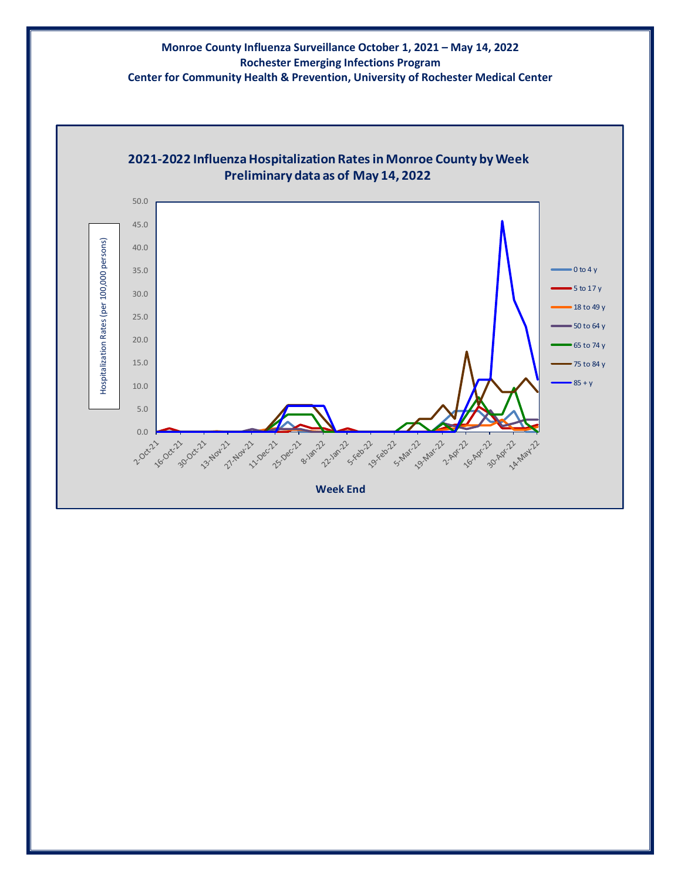**Monroe County Influenza Surveillance October 1, 2021 – May 14, 2022**
**Rochester Emerging Infections Program**
**Center for Community Health & Prevention, University of Rochester Medical Center**

**2021-2022 Influenza Hospitalization Rates in Monroe County by Week**
**Preliminary data as of May 14, 2022**

Hospitalization Rates (per 100,000 persons)

50.0
45.0
40.0
35.0
30.0
25.0
20.0
15.0
10.0
5.0
0.0

2-Oct-21
16-Oct-21
30-Oct-21
13-Nov-21
27-Nov-21
11-Dec-21
25-Dec-21
8-Jan-22
22-Jan-22
5-Feb-22
19-Feb-22
5-Mar-22
19-Mar-22
2-Apr-22
16-Apr-22
30-Apr-22
14-May-22

**Week End**

0 to 4 y
5 to 17 y
18 to 49 y
50 to 64 y
65 to 74 y
75 to 84 y
85 + y